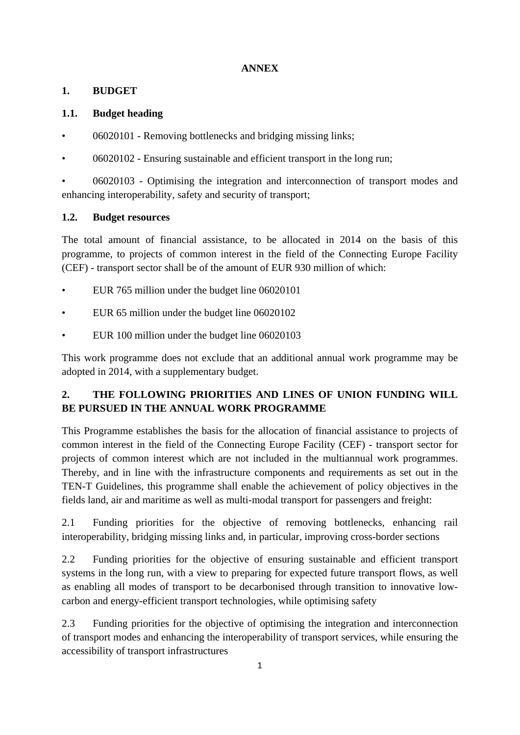# ANNEX

## 1. BUDGET

### 1.1. Budget heading

- 06020101 - Removing bottlenecks and bridging missing links;
- 06020102 - Ensuring sustainable and efficient transport in the long run;
- 06020103 - Optimising the integration and interconnection of transport modes and enhancing interoperability, safety and security of transport;

### 1.2. Budget resources

The total amount of financial assistance, to be allocated in 2014 on the basis of this programme, to projects of common interest in the field of the Connecting Europe Facility (CEF) - transport sector shall be of the amount of EUR 930 million of which:

- EUR 765 million under the budget line 06020101
- EUR 65 million under the budget line 06020102
- EUR 100 million under the budget line 06020103

This work programme does not exclude that an additional annual work programme may be adopted in 2014, with a supplementary budget.

## 2. THE FOLLOWING PRIORITIES AND LINES OF UNION FUNDING WILL BE PURSUED IN THE ANNUAL WORK PROGRAMME

This Programme establishes the basis for the allocation of financial assistance to projects of common interest in the field of the Connecting Europe Facility (CEF) - transport sector for projects of common interest which are not included in the multiannual work programmes. Thereby, and in line with the infrastructure components and requirements as set out in the TEN-T Guidelines, this programme shall enable the achievement of policy objectives in the fields land, air and maritime as well as multi-modal transport for passengers and freight:

2.1 Funding priorities for the objective of removing bottlenecks, enhancing rail interoperability, bridging missing links and, in particular, improving cross-border sections

2.2 Funding priorities for the objective of ensuring sustainable and efficient transport systems in the long run, with a view to preparing for expected future transport flows, as well as enabling all modes of transport to be decarbonised through transition to innovative low-carbon and energy-efficient transport technologies, while optimising safety

2.3 Funding priorities for the objective of optimising the integration and interconnection of transport modes and enhancing the interoperability of transport services, while ensuring the accessibility of transport infrastructures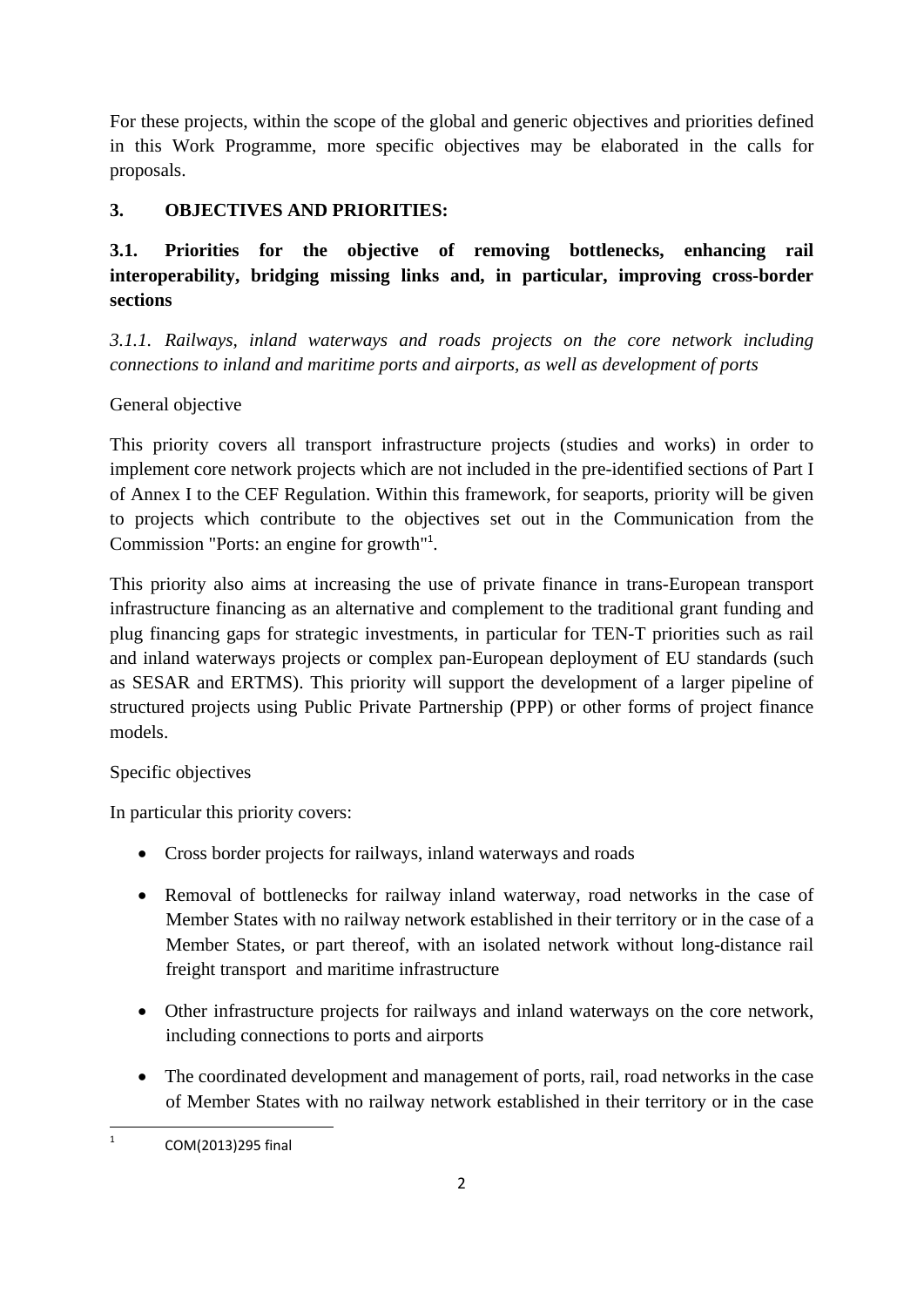For these projects, within the scope of the global and generic objectives and priorities defined in this Work Programme, more specific objectives may be elaborated in the calls for proposals.

## 3. OBJECTIVES AND PRIORITIES:

### 3.1. Priorities for the objective of removing bottlenecks, enhancing rail interoperability, bridging missing links and, in particular, improving cross-border sections

*3.1.1. Railways, inland waterways and roads projects on the core network including connections to inland and maritime ports and airports, as well as development of ports*

General objective

This priority covers all transport infrastructure projects (studies and works) in order to implement core network projects which are not included in the pre-identified sections of Part I of Annex I to the CEF Regulation. Within this framework, for seaports, priority will be given to projects which contribute to the objectives set out in the Communication from the Commission "Ports: an engine for growth"[1].

This priority also aims at increasing the use of private finance in trans-European transport infrastructure financing as an alternative and complement to the traditional grant funding and plug financing gaps for strategic investments, in particular for TEN-T priorities such as rail and inland waterways projects or complex pan-European deployment of EU standards (such as SESAR and ERTMS). This priority will support the development of a larger pipeline of structured projects using Public Private Partnership (PPP) or other forms of project finance models.

Specific objectives

In particular this priority covers:

- Cross border projects for railways, inland waterways and roads
- Removal of bottlenecks for railway inland waterway, road networks in the case of Member States with no railway network established in their territory or in the case of a Member States, or part thereof, with an isolated network without long-distance rail freight transport and maritime infrastructure
- Other infrastructure projects for railways and inland waterways on the core network, including connections to ports and airports
- The coordinated development and management of ports, rail, road networks in the case of Member States with no railway network established in their territory or in the case

[1] COM(2013)295 final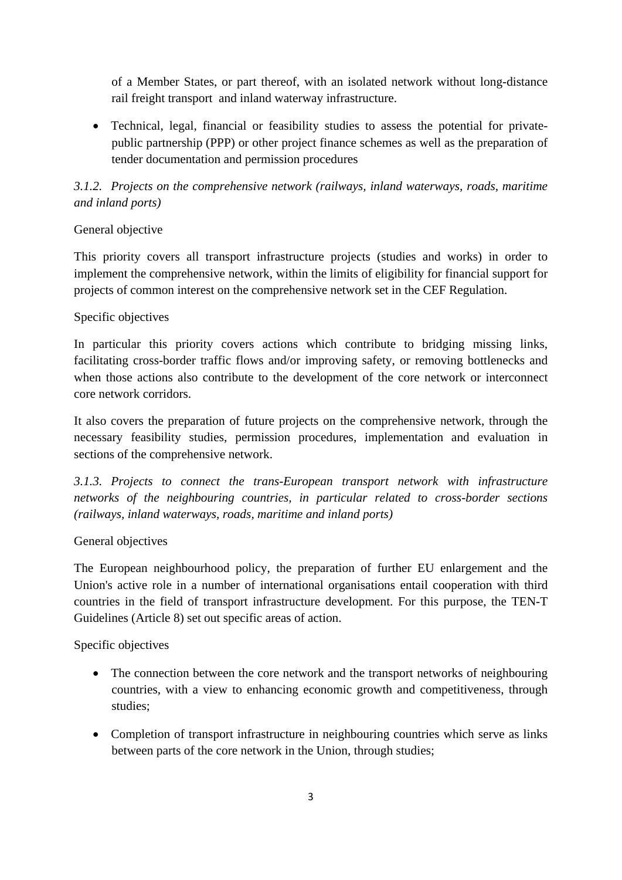of a Member States, or part thereof, with an isolated network without long-distance rail freight transport  and inland waterway infrastructure.

- Technical, legal, financial or feasibility studies to assess the potential for private-public partnership (PPP) or other project finance schemes as well as the preparation of tender documentation and permission procedures

*3.1.2. Projects on the comprehensive network (railways, inland waterways, roads, maritime and inland ports)*

General objective

This priority covers all transport infrastructure projects (studies and works) in order to implement the comprehensive network, within the limits of eligibility for financial support for projects of common interest on the comprehensive network set in the CEF Regulation.

Specific objectives

In particular this priority covers actions which contribute to bridging missing links, facilitating cross-border traffic flows and/or improving safety, or removing bottlenecks and when those actions also contribute to the development of the core network or interconnect core network corridors.

It also covers the preparation of future projects on the comprehensive network, through the necessary feasibility studies, permission procedures, implementation and evaluation in sections of the comprehensive network.

*3.1.3. Projects to connect the trans-European transport network with infrastructure networks of the neighbouring countries, in particular related to cross-border sections (railways, inland waterways, roads, maritime and inland ports)*

General objectives

The European neighbourhood policy, the preparation of further EU enlargement and the Union's active role in a number of international organisations entail cooperation with third countries in the field of transport infrastructure development. For this purpose, the TEN-T Guidelines (Article 8) set out specific areas of action.

Specific objectives

- The connection between the core network and the transport networks of neighbouring countries, with a view to enhancing economic growth and competitiveness, through studies;
- Completion of transport infrastructure in neighbouring countries which serve as links between parts of the core network in the Union, through studies;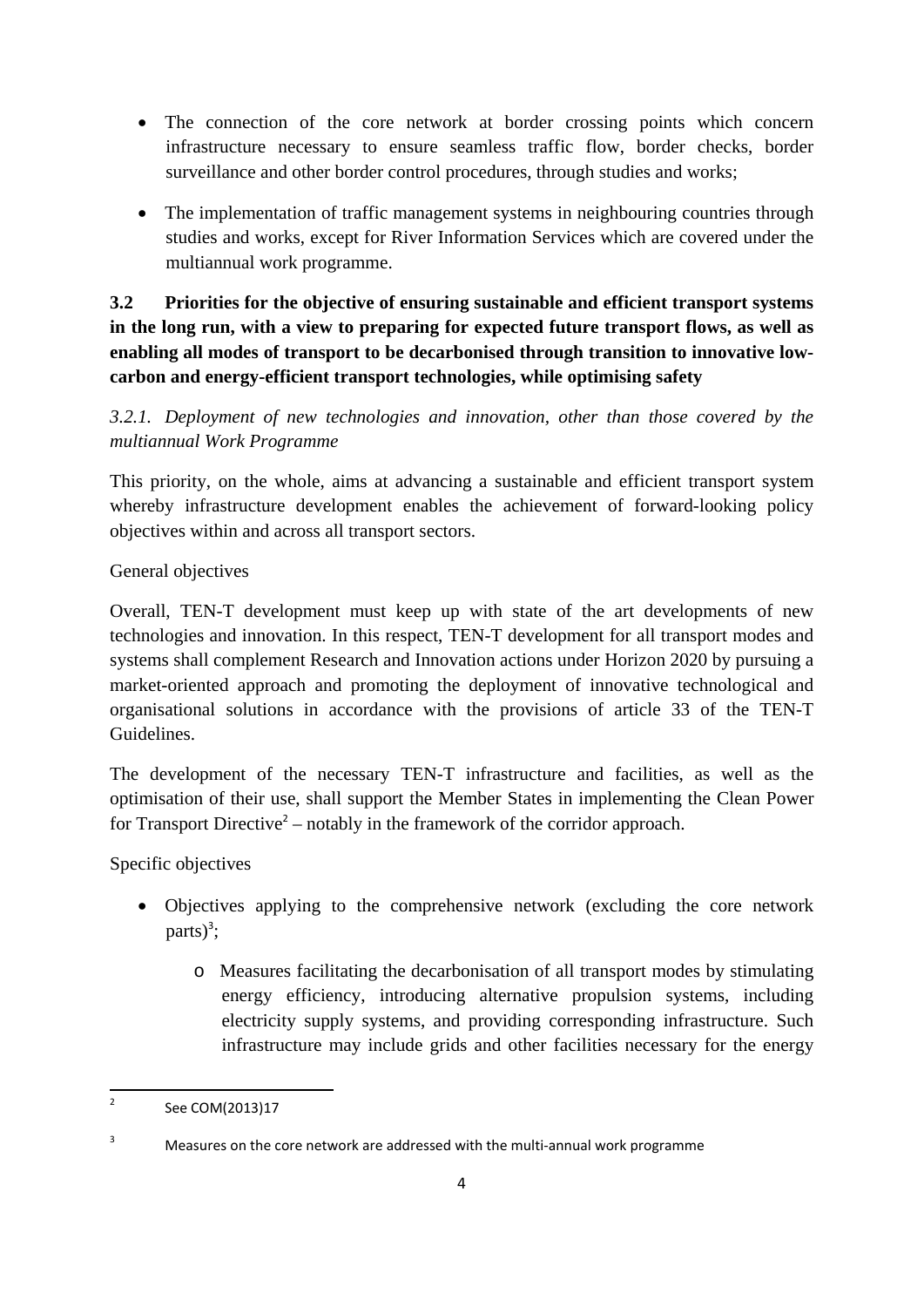- The connection of the core network at border crossing points which concern infrastructure necessary to ensure seamless traffic flow, border checks, border surveillance and other border control procedures, through studies and works;
- The implementation of traffic management systems in neighbouring countries through studies and works, except for River Information Services which are covered under the multiannual work programme.

### 3.2 Priorities for the objective of ensuring sustainable and efficient transport systems in the long run, with a view to preparing for expected future transport flows, as well as enabling all modes of transport to be decarbonised through transition to innovative low-carbon and energy-efficient transport technologies, while optimising safety

*3.2.1. Deployment of new technologies and innovation, other than those covered by the multiannual Work Programme*

This priority, on the whole, aims at advancing a sustainable and efficient transport system whereby infrastructure development enables the achievement of forward-looking policy objectives within and across all transport sectors.

General objectives

Overall, TEN-T development must keep up with state of the art developments of new technologies and innovation. In this respect, TEN-T development for all transport modes and systems shall complement Research and Innovation actions under Horizon 2020 by pursuing a market-oriented approach and promoting the deployment of innovative technological and organisational solutions in accordance with the provisions of article 33 of the TEN-T Guidelines.

The development of the necessary TEN-T infrastructure and facilities, as well as the optimisation of their use, shall support the Member States in implementing the Clean Power for Transport Directive[2] – notably in the framework of the corridor approach.

Specific objectives

- Objectives applying to the comprehensive network (excluding the core network parts)[3];
    - Measures facilitating the decarbonisation of all transport modes by stimulating energy efficiency, introducing alternative propulsion systems, including electricity supply systems, and providing corresponding infrastructure. Such infrastructure may include grids and other facilities necessary for the energy

---

[2] See COM(2013)17

[3] Measures on the core network are addressed with the multi-annual work programme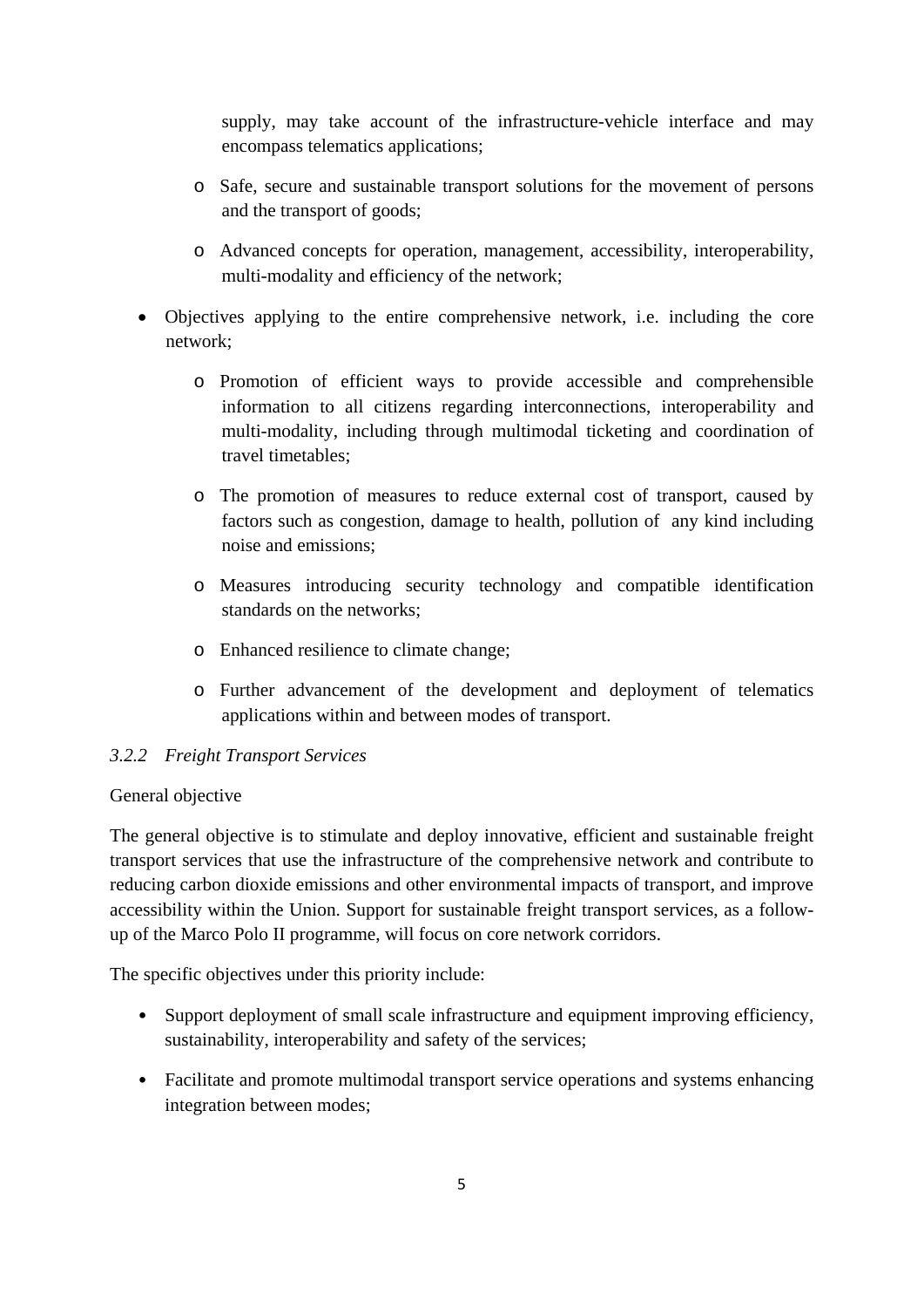supply, may take account of the infrastructure-vehicle interface and may encompass telematics applications;

  - Safe, secure and sustainable transport solutions for the movement of persons and the transport of goods;
  - Advanced concepts for operation, management, accessibility, interoperability, multi-modality and efficiency of the network;

- Objectives applying to the entire comprehensive network, i.e. including the core network;
  - Promotion of efficient ways to provide accessible and comprehensible information to all citizens regarding interconnections, interoperability and multi-modality, including through multimodal ticketing and coordination of travel timetables;
  - The promotion of measures to reduce external cost of transport, caused by factors such as congestion, damage to health, pollution of any kind including noise and emissions;
  - Measures introducing security technology and compatible identification standards on the networks;
  - Enhanced resilience to climate change;
  - Further advancement of the development and deployment of telematics applications within and between modes of transport.

### *3.2.2 Freight Transport Services*

General objective

The general objective is to stimulate and deploy innovative, efficient and sustainable freight transport services that use the infrastructure of the comprehensive network and contribute to reducing carbon dioxide emissions and other environmental impacts of transport, and improve accessibility within the Union. Support for sustainable freight transport services, as a follow-up of the Marco Polo II programme, will focus on core network corridors.

The specific objectives under this priority include:

- Support deployment of small scale infrastructure and equipment improving efficiency, sustainability, interoperability and safety of the services;
- Facilitate and promote multimodal transport service operations and systems enhancing integration between modes;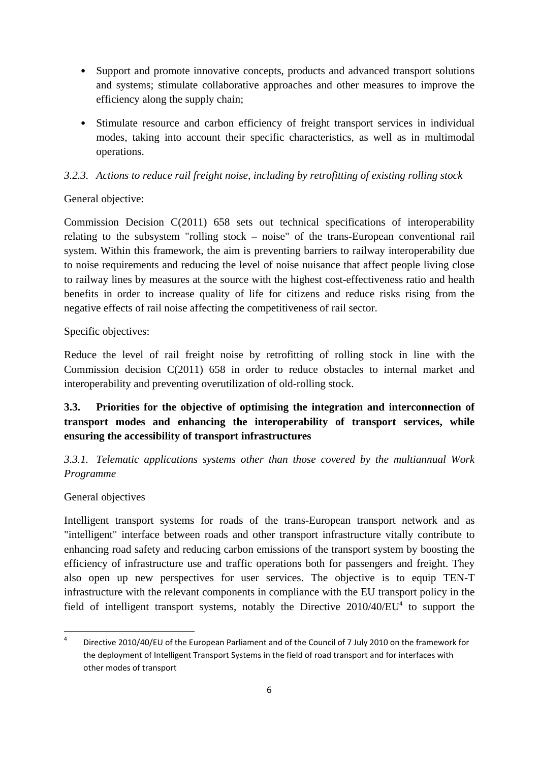- Support and promote innovative concepts, products and advanced transport solutions and systems; stimulate collaborative approaches and other measures to improve the efficiency along the supply chain;
- Stimulate resource and carbon efficiency of freight transport services in individual modes, taking into account their specific characteristics, as well as in multimodal operations.

*3.2.3. Actions to reduce rail freight noise, including by retrofitting of existing rolling stock*

General objective:

Commission Decision C(2011) 658 sets out technical specifications of interoperability relating to the subsystem "rolling stock – noise" of the trans-European conventional rail system. Within this framework, the aim is preventing barriers to railway interoperability due to noise requirements and reducing the level of noise nuisance that affect people living close to railway lines by measures at the source with the highest cost-effectiveness ratio and health benefits in order to increase quality of life for citizens and reduce risks rising from the negative effects of rail noise affecting the competitiveness of rail sector.

Specific objectives:

Reduce the level of rail freight noise by retrofitting of rolling stock in line with the Commission decision C(2011) 658 in order to reduce obstacles to internal market and interoperability and preventing overutilization of old-rolling stock.

### 3.3. Priorities for the objective of optimising the integration and interconnection of transport modes and enhancing the interoperability of transport services, while ensuring the accessibility of transport infrastructures

*3.3.1. Telematic applications systems other than those covered by the multiannual Work Programme*

General objectives

Intelligent transport systems for roads of the trans-European transport network and as "intelligent" interface between roads and other transport infrastructure vitally contribute to enhancing road safety and reducing carbon emissions of the transport system by boosting the efficiency of infrastructure use and traffic operations both for passengers and freight. They also open up new perspectives for user services. The objective is to equip TEN-T infrastructure with the relevant components in compliance with the EU transport policy in the field of intelligent transport systems, notably the Directive 2010/40/EU[4] to support the

[4] Directive 2010/40/EU of the European Parliament and of the Council of 7 July 2010 on the framework for the deployment of Intelligent Transport Systems in the field of road transport and for interfaces with other modes of transport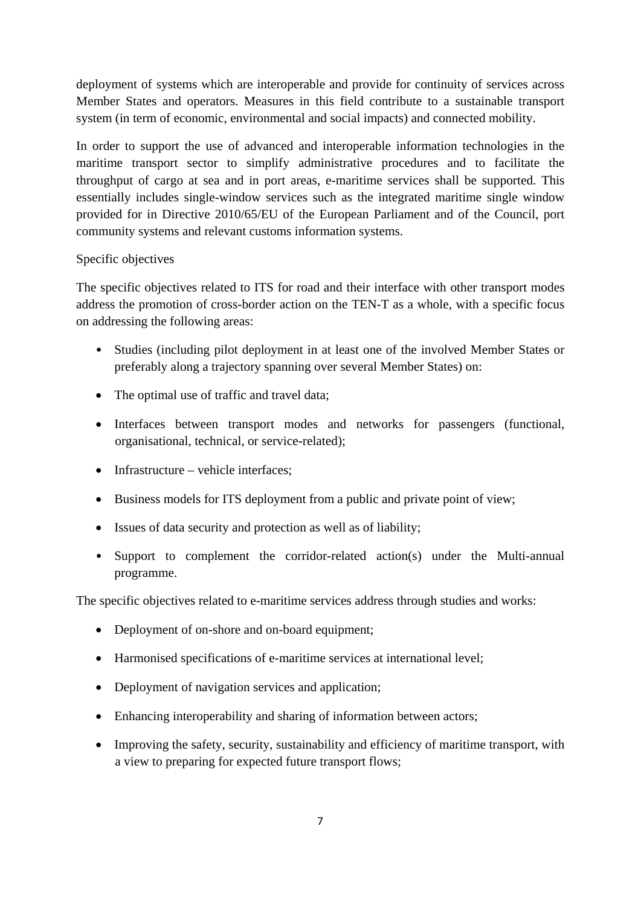deployment of systems which are interoperable and provide for continuity of services across Member States and operators. Measures in this field contribute to a sustainable transport system (in term of economic, environmental and social impacts) and connected mobility.

In order to support the use of advanced and interoperable information technologies in the maritime transport sector to simplify administrative procedures and to facilitate the throughput of cargo at sea and in port areas, e-maritime services shall be supported. This essentially includes single-window services such as the integrated maritime single window provided for in Directive 2010/65/EU of the European Parliament and of the Council, port community systems and relevant customs information systems.

Specific objectives

The specific objectives related to ITS for road and their interface with other transport modes address the promotion of cross-border action on the TEN-T as a whole, with a specific focus on addressing the following areas:

- Studies (including pilot deployment in at least one of the involved Member States or preferably along a trajectory spanning over several Member States) on:
- The optimal use of traffic and travel data;
- Interfaces between transport modes and networks for passengers (functional, organisational, technical, or service-related);
- Infrastructure – vehicle interfaces;
- Business models for ITS deployment from a public and private point of view;
- Issues of data security and protection as well as of liability;
- Support to complement the corridor-related action(s) under the Multi-annual programme.

The specific objectives related to e-maritime services address through studies and works:

- Deployment of on-shore and on-board equipment;
- Harmonised specifications of e-maritime services at international level;
- Deployment of navigation services and application;
- Enhancing interoperability and sharing of information between actors;
- Improving the safety, security, sustainability and efficiency of maritime transport, with a view to preparing for expected future transport flows;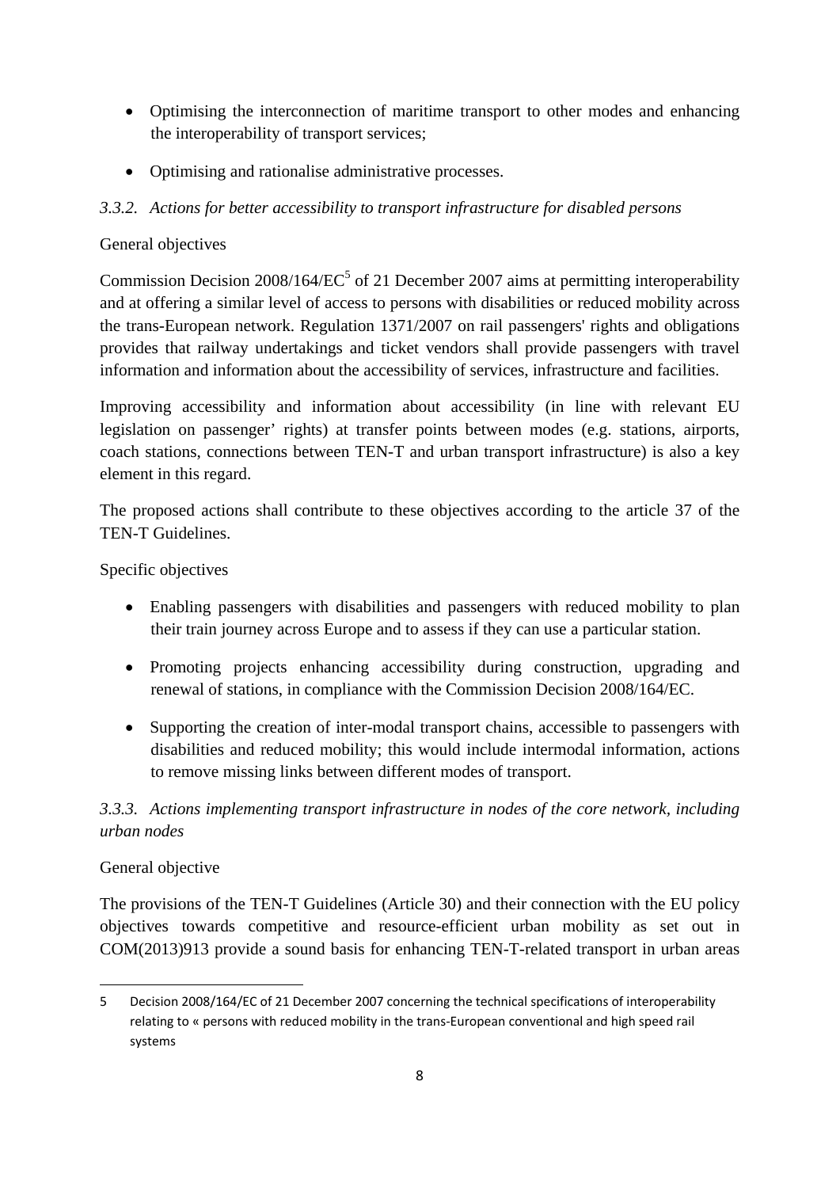- Optimising the interconnection of maritime transport to other modes and enhancing the interoperability of transport services;
- Optimising and rationalise administrative processes.

### *3.3.2. Actions for better accessibility to transport infrastructure for disabled persons*

General objectives

Commission Decision 2008/164/EC[5] of 21 December 2007 aims at permitting interoperability and at offering a similar level of access to persons with disabilities or reduced mobility across the trans-European network. Regulation 1371/2007 on rail passengers' rights and obligations provides that railway undertakings and ticket vendors shall provide passengers with travel information and information about the accessibility of services, infrastructure and facilities.

Improving accessibility and information about accessibility (in line with relevant EU legislation on passenger' rights) at transfer points between modes (e.g. stations, airports, coach stations, connections between TEN-T and urban transport infrastructure) is also a key element in this regard.

The proposed actions shall contribute to these objectives according to the article 37 of the TEN-T Guidelines.

Specific objectives

- Enabling passengers with disabilities and passengers with reduced mobility to plan their train journey across Europe and to assess if they can use a particular station.
- Promoting projects enhancing accessibility during construction, upgrading and renewal of stations, in compliance with the Commission Decision 2008/164/EC.
- Supporting the creation of inter-modal transport chains, accessible to passengers with disabilities and reduced mobility; this would include intermodal information, actions to remove missing links between different modes of transport.

### *3.3.3. Actions implementing transport infrastructure in nodes of the core network, including urban nodes*

General objective

The provisions of the TEN-T Guidelines (Article 30) and their connection with the EU policy objectives towards competitive and resource-efficient urban mobility as set out in COM(2013)913 provide a sound basis for enhancing TEN-T-related transport in urban areas

---

5 Decision 2008/164/EC of 21 December 2007 concerning the technical specifications of interoperability relating to « persons with reduced mobility in the trans-European conventional and high speed rail systems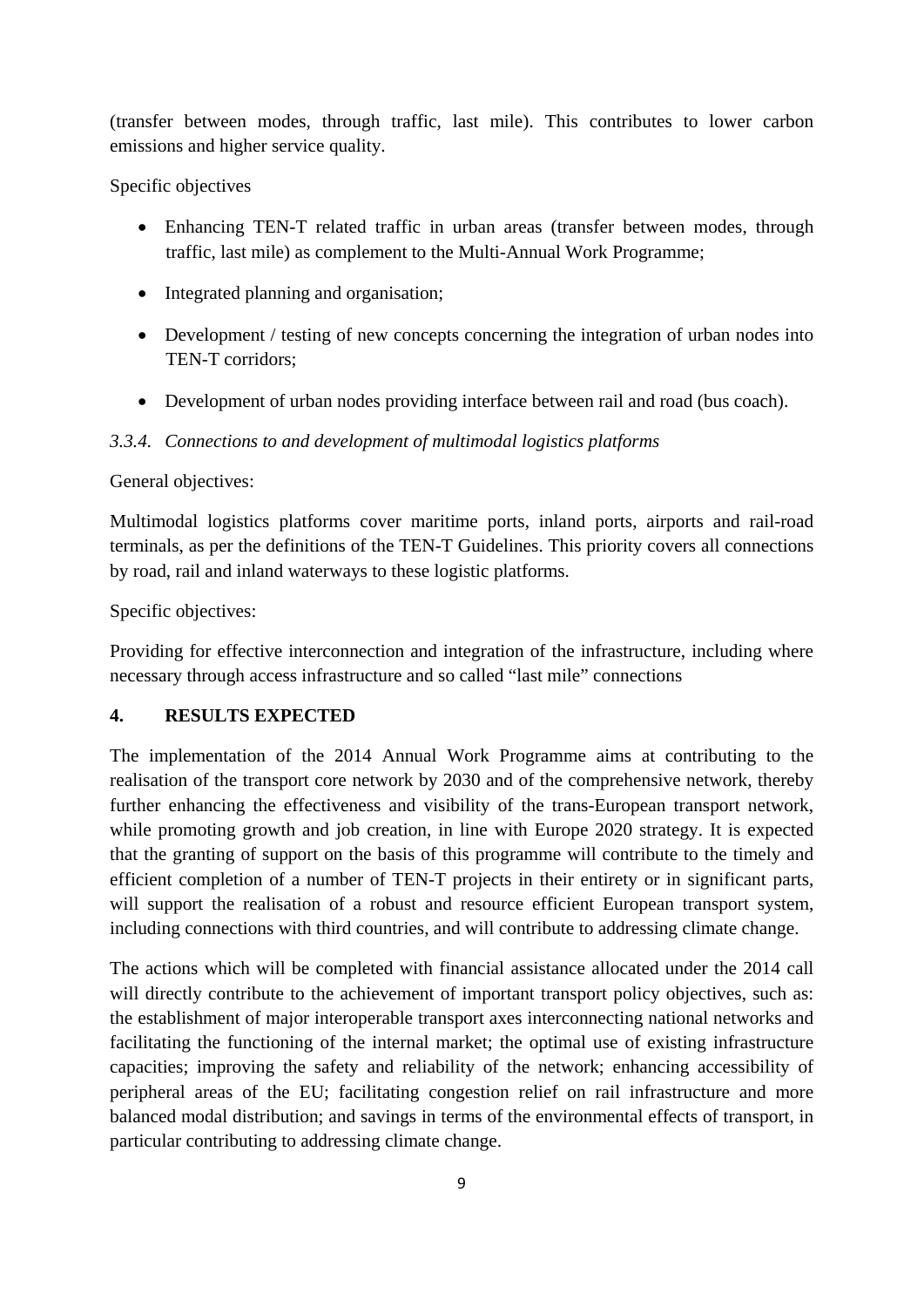(transfer between modes, through traffic, last mile). This contributes to lower carbon emissions and higher service quality.

Specific objectives

- Enhancing TEN-T related traffic in urban areas (transfer between modes, through traffic, last mile) as complement to the Multi-Annual Work Programme;
- Integrated planning and organisation;
- Development / testing of new concepts concerning the integration of urban nodes into TEN-T corridors;
- Development of urban nodes providing interface between rail and road (bus coach).

### *3.3.4. Connections to and development of multimodal logistics platforms*

General objectives:

Multimodal logistics platforms cover maritime ports, inland ports, airports and rail-road terminals, as per the definitions of the TEN-T Guidelines. This priority covers all connections by road, rail and inland waterways to these logistic platforms.

Specific objectives:

Providing for effective interconnection and integration of the infrastructure, including where necessary through access infrastructure and so called "last mile" connections

## 4. RESULTS EXPECTED

The implementation of the 2014 Annual Work Programme aims at contributing to the realisation of the transport core network by 2030 and of the comprehensive network, thereby further enhancing the effectiveness and visibility of the trans-European transport network, while promoting growth and job creation, in line with Europe 2020 strategy. It is expected that the granting of support on the basis of this programme will contribute to the timely and efficient completion of a number of TEN-T projects in their entirety or in significant parts, will support the realisation of a robust and resource efficient European transport system, including connections with third countries, and will contribute to addressing climate change.

The actions which will be completed with financial assistance allocated under the 2014 call will directly contribute to the achievement of important transport policy objectives, such as: the establishment of major interoperable transport axes interconnecting national networks and facilitating the functioning of the internal market; the optimal use of existing infrastructure capacities; improving the safety and reliability of the network; enhancing accessibility of peripheral areas of the EU; facilitating congestion relief on rail infrastructure and more balanced modal distribution; and savings in terms of the environmental effects of transport, in particular contributing to addressing climate change.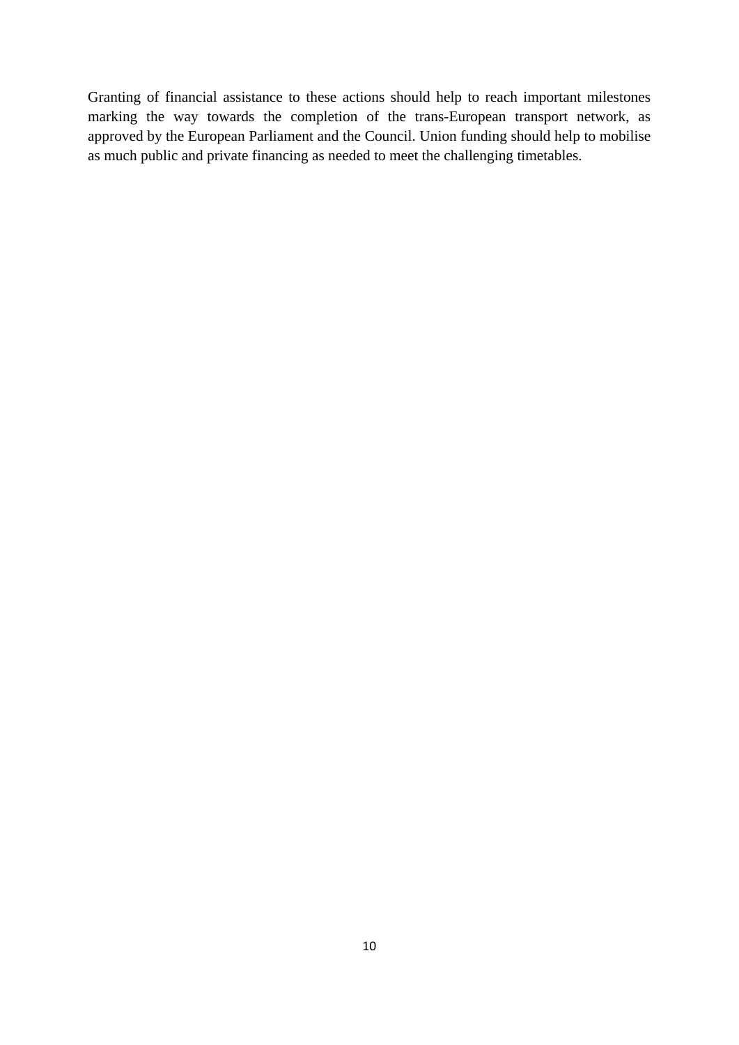Granting of financial assistance to these actions should help to reach important milestones marking the way towards the completion of the trans-European transport network, as approved by the European Parliament and the Council. Union funding should help to mobilise as much public and private financing as needed to meet the challenging timetables.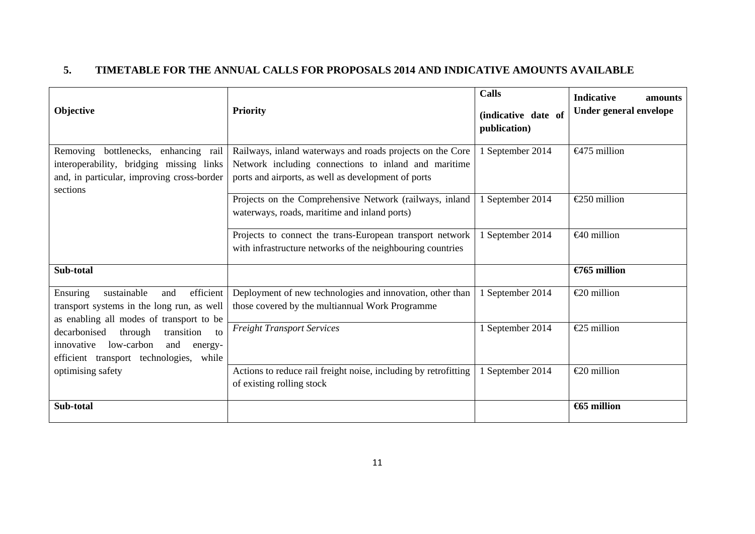## 5. TIMETABLE FOR THE ANNUAL CALLS FOR PROPOSALS 2014 AND INDICATIVE AMOUNTS AVAILABLE

| Objective | Priority | Calls (indicative date of publication) | Indicative amounts Under general envelope |
|---|---|---|---|
| Removing bottlenecks, enhancing rail interoperability, bridging missing links and, in particular, improving cross-border sections | Railways, inland waterways and roads projects on the Core Network including connections to inland and maritime ports and airports, as well as development of ports | 1 September 2014 | €475 million |
| | Projects on the Comprehensive Network (railways, inland waterways, roads, maritime and inland ports) | 1 September 2014 | €250 million |
| | Projects to connect the trans-European transport network with infrastructure networks of the neighbouring countries | 1 September 2014 | €40 million |
| **Sub-total** | | | **€765 million** |
| Ensuring sustainable and efficient transport systems in the long run, as well as enabling all modes of transport to be decarbonised through transition to innovative low-carbon and energy-efficient transport technologies, while optimising safety | Deployment of new technologies and innovation, other than those covered by the multiannual Work Programme | 1 September 2014 | €20 million |
| | *Freight Transport Services* | 1 September 2014 | €25 million |
| | Actions to reduce rail freight noise, including by retrofitting of existing rolling stock | 1 September 2014 | €20 million |
| **Sub-total** | | | **€65 million** |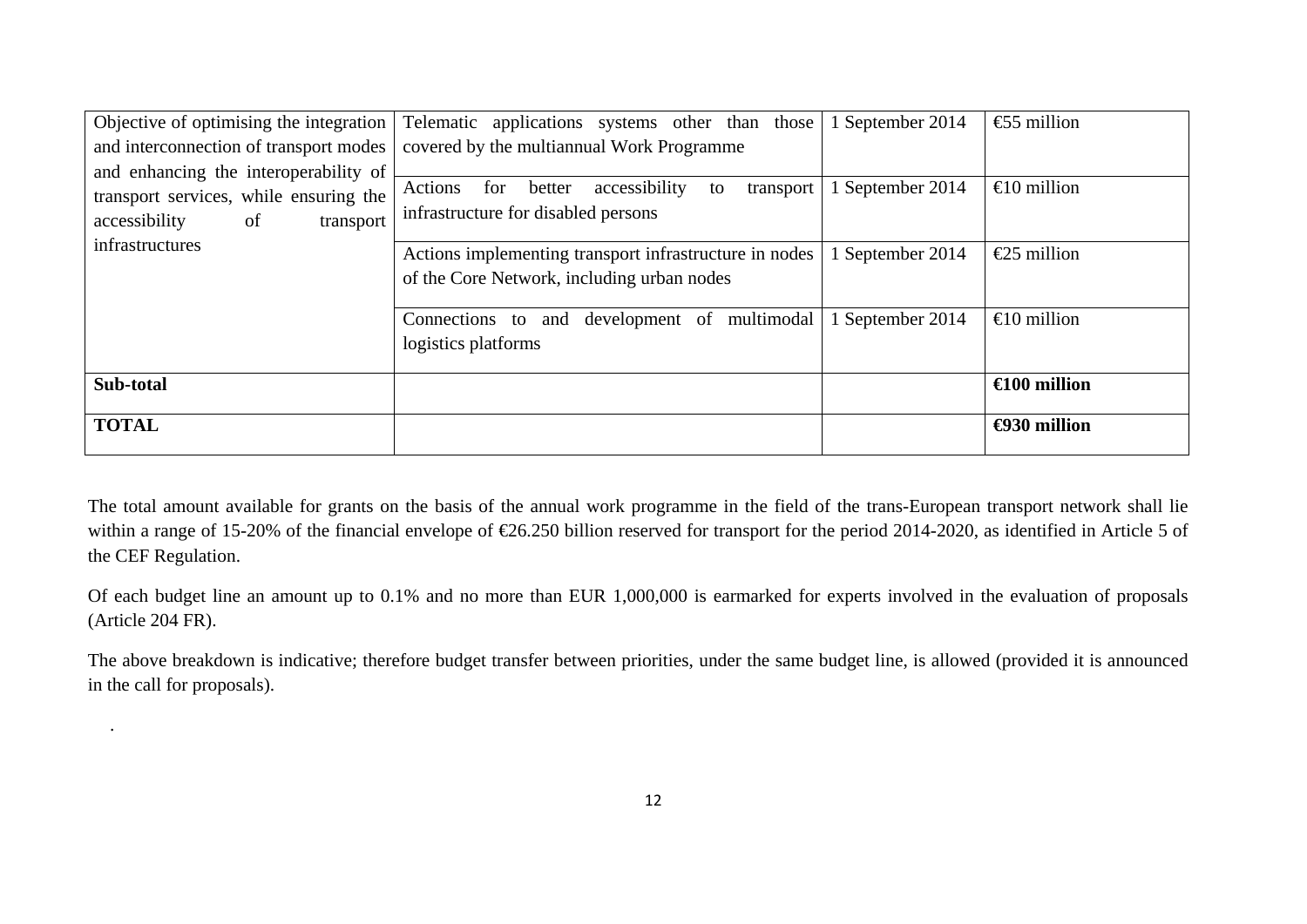| Objective of optimising the integration and interconnection of transport modes and enhancing the interoperability of transport services, while ensuring the accessibility of transport infrastructures | Telematic applications systems other than those covered by the multiannual Work Programme | 1 September 2014 | €55 million |
|---|---|---|---|
| | Actions for better accessibility to transport infrastructure for disabled persons | 1 September 2014 | €10 million |
| | Actions implementing transport infrastructure in nodes of the Core Network, including urban nodes | 1 September 2014 | €25 million |
| | Connections to and development of multimodal logistics platforms | 1 September 2014 | €10 million |
| **Sub-total** | | | **€100 million** |
| **TOTAL** | | | **€930 million** |

The total amount available for grants on the basis of the annual work programme in the field of the trans-European transport network shall lie within a range of 15-20% of the financial envelope of €26.250 billion reserved for transport for the period 2014-2020, as identified in Article 5 of the CEF Regulation.

Of each budget line an amount up to 0.1% and no more than EUR 1,000,000 is earmarked for experts involved in the evaluation of proposals (Article 204 FR).

The above breakdown is indicative; therefore budget transfer between priorities, under the same budget line, is allowed (provided it is announced in the call for proposals).

.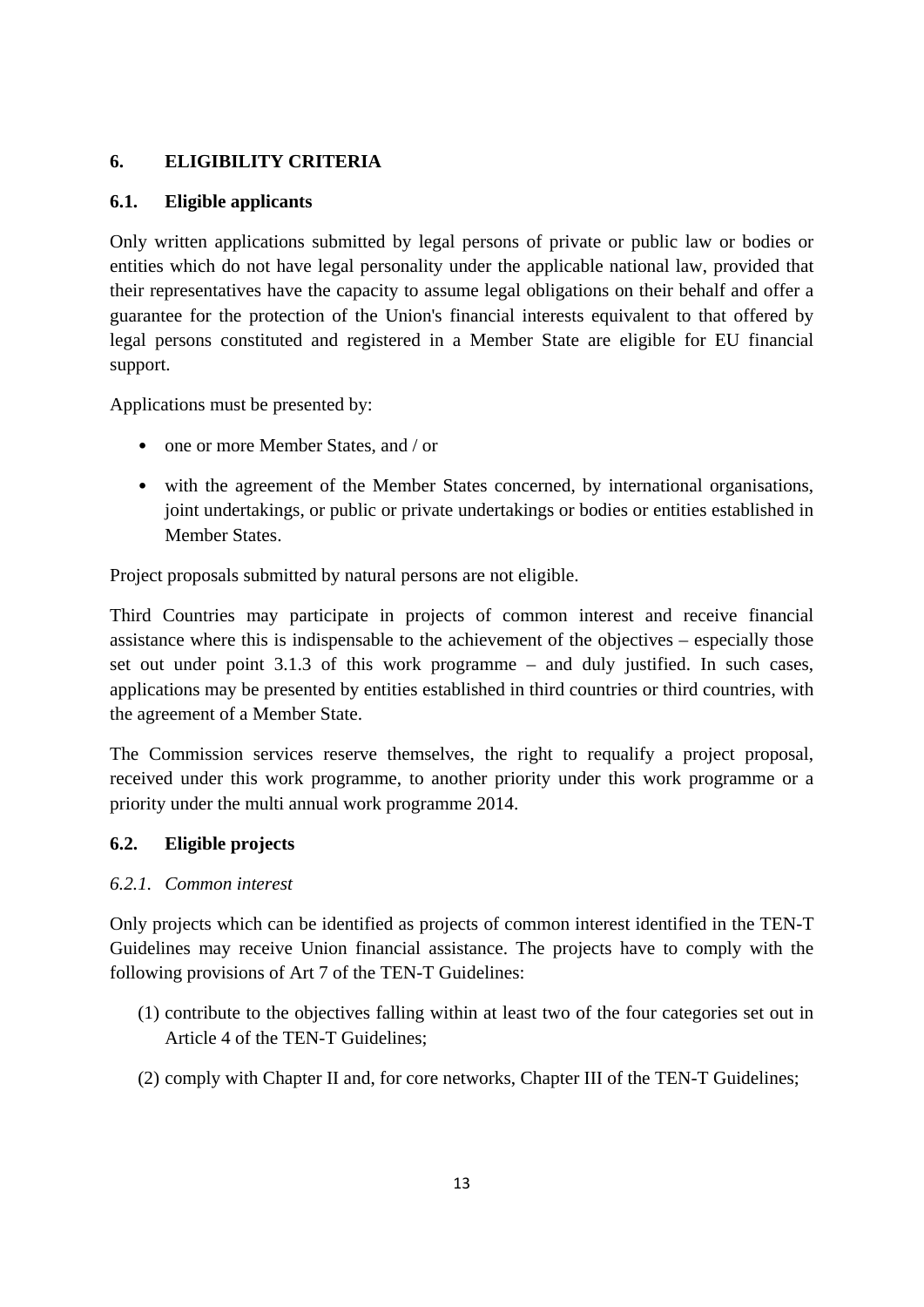## 6. ELIGIBILITY CRITERIA

### 6.1. Eligible applicants

Only written applications submitted by legal persons of private or public law or bodies or entities which do not have legal personality under the applicable national law, provided that their representatives have the capacity to assume legal obligations on their behalf and offer a guarantee for the protection of the Union's financial interests equivalent to that offered by legal persons constituted and registered in a Member State are eligible for EU financial support.

Applications must be presented by:

- one or more Member States, and / or
- with the agreement of the Member States concerned, by international organisations, joint undertakings, or public or private undertakings or bodies or entities established in Member States.

Project proposals submitted by natural persons are not eligible.

Third Countries may participate in projects of common interest and receive financial assistance where this is indispensable to the achievement of the objectives – especially those set out under point 3.1.3 of this work programme – and duly justified. In such cases, applications may be presented by entities established in third countries or third countries, with the agreement of a Member State.

The Commission services reserve themselves, the right to requalify a project proposal, received under this work programme, to another priority under this work programme or a priority under the multi annual work programme 2014.

### 6.2. Eligible projects

#### *6.2.1. Common interest*

Only projects which can be identified as projects of common interest identified in the TEN-T Guidelines may receive Union financial assistance. The projects have to comply with the following provisions of Art 7 of the TEN-T Guidelines:

(1) contribute to the objectives falling within at least two of the four categories set out in Article 4 of the TEN-T Guidelines;

(2) comply with Chapter II and, for core networks, Chapter III of the TEN-T Guidelines;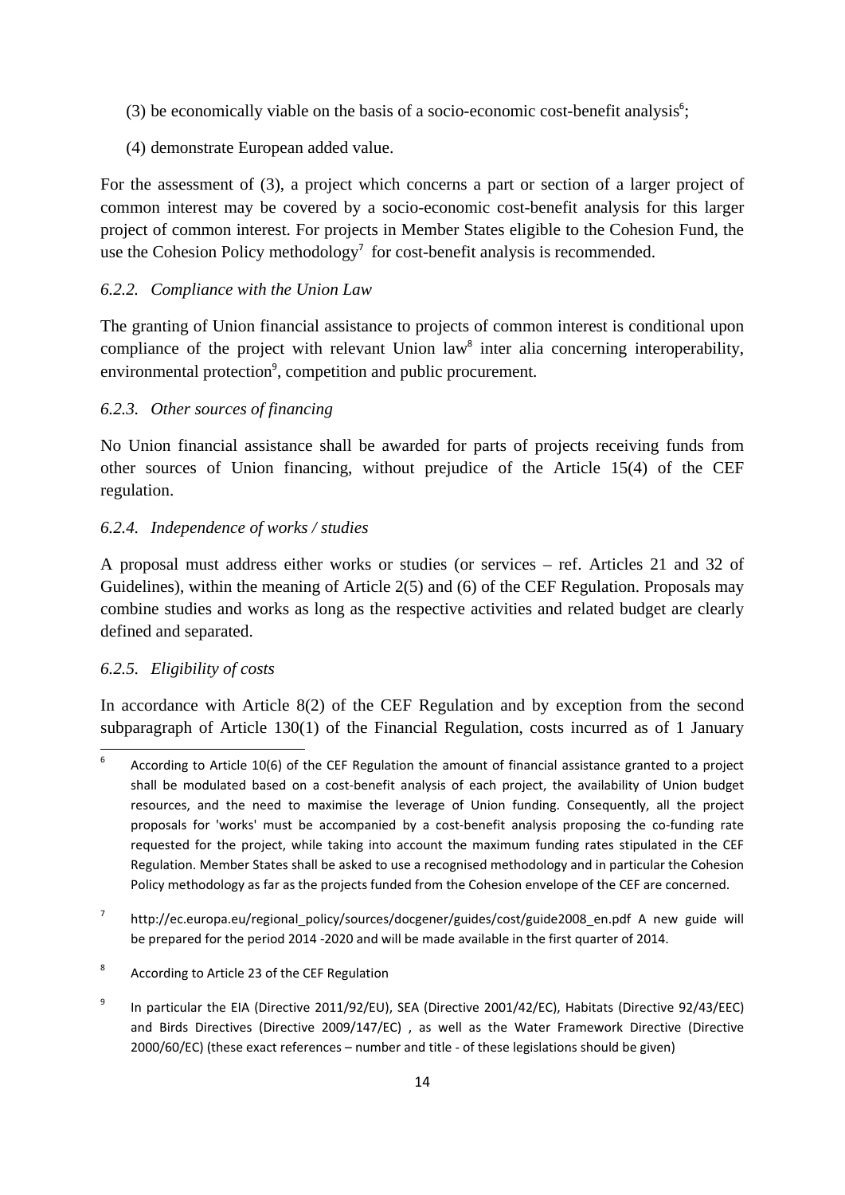(3) be economically viable on the basis of a socio-economic cost-benefit analysis[6];

(4) demonstrate European added value.

For the assessment of (3), a project which concerns a part or section of a larger project of common interest may be covered by a socio-economic cost-benefit analysis for this larger project of common interest. For projects in Member States eligible to the Cohesion Fund, the use the Cohesion Policy methodology[7] for cost-benefit analysis is recommended.

### *6.2.2. Compliance with the Union Law*

The granting of Union financial assistance to projects of common interest is conditional upon compliance of the project with relevant Union law[8] inter alia concerning interoperability, environmental protection[9], competition and public procurement.

### *6.2.3. Other sources of financing*

No Union financial assistance shall be awarded for parts of projects receiving funds from other sources of Union financing, without prejudice of the Article 15(4) of the CEF regulation.

### *6.2.4. Independence of works / studies*

A proposal must address either works or studies (or services – ref. Articles 21 and 32 of Guidelines), within the meaning of Article 2(5) and (6) of the CEF Regulation. Proposals may combine studies and works as long as the respective activities and related budget are clearly defined and separated.

### *6.2.5. Eligibility of costs*

In accordance with Article 8(2) of the CEF Regulation and by exception from the second subparagraph of Article 130(1) of the Financial Regulation, costs incurred as of 1 January

---

[6] According to Article 10(6) of the CEF Regulation the amount of financial assistance granted to a project shall be modulated based on a cost-benefit analysis of each project, the availability of Union budget resources, and the need to maximise the leverage of Union funding. Consequently, all the project proposals for 'works' must be accompanied by a cost-benefit analysis proposing the co-funding rate requested for the project, while taking into account the maximum funding rates stipulated in the CEF Regulation. Member States shall be asked to use a recognised methodology and in particular the Cohesion Policy methodology as far as the projects funded from the Cohesion envelope of the CEF are concerned.

[7] http://ec.europa.eu/regional_policy/sources/docgener/guides/cost/guide2008_en.pdf A new guide will be prepared for the period 2014 -2020 and will be made available in the first quarter of 2014.

[8] According to Article 23 of the CEF Regulation

[9] In particular the EIA (Directive 2011/92/EU), SEA (Directive 2001/42/EC), Habitats (Directive 92/43/EEC) and Birds Directives (Directive 2009/147/EC) , as well as the Water Framework Directive (Directive 2000/60/EC) (these exact references – number and title - of these legislations should be given)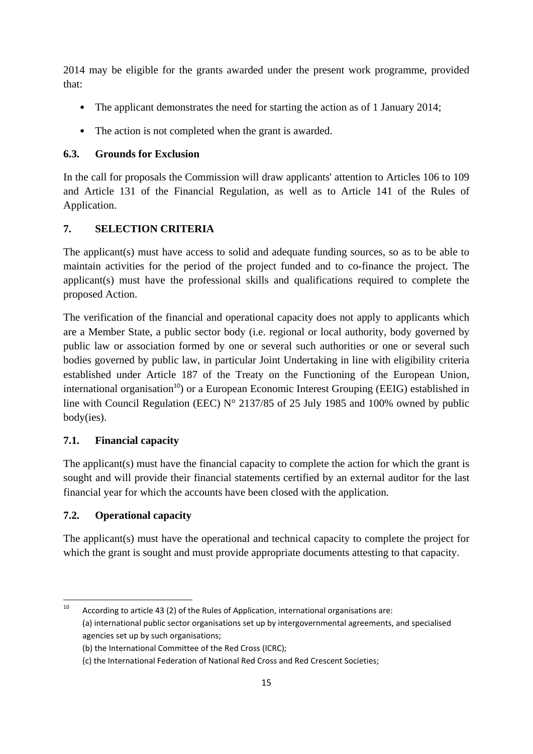2014 may be eligible for the grants awarded under the present work programme, provided that:

- The applicant demonstrates the need for starting the action as of 1 January 2014;
- The action is not completed when the grant is awarded.

### 6.3. Grounds for Exclusion

In the call for proposals the Commission will draw applicants' attention to Articles 106 to 109 and Article 131 of the Financial Regulation, as well as to Article 141 of the Rules of Application.

## 7. SELECTION CRITERIA

The applicant(s) must have access to solid and adequate funding sources, so as to be able to maintain activities for the period of the project funded and to co-finance the project. The applicant(s) must have the professional skills and qualifications required to complete the proposed Action.

The verification of the financial and operational capacity does not apply to applicants which are a Member State, a public sector body (i.e. regional or local authority, body governed by public law or association formed by one or several such authorities or one or several such bodies governed by public law, in particular Joint Undertaking in line with eligibility criteria established under Article 187 of the Treaty on the Functioning of the European Union, international organisation[10]) or a European Economic Interest Grouping (EEIG) established in line with Council Regulation (EEC) N° 2137/85 of 25 July 1985 and 100% owned by public body(ies).

### 7.1. Financial capacity

The applicant(s) must have the financial capacity to complete the action for which the grant is sought and will provide their financial statements certified by an external auditor for the last financial year for which the accounts have been closed with the application.

### 7.2. Operational capacity

The applicant(s) must have the operational and technical capacity to complete the project for which the grant is sought and must provide appropriate documents attesting to that capacity.

---

[10] According to article 43 (2) of the Rules of Application, international organisations are:
(a) international public sector organisations set up by intergovernmental agreements, and specialised agencies set up by such organisations;
(b) the International Committee of the Red Cross (ICRC);
(c) the International Federation of National Red Cross and Red Crescent Societies;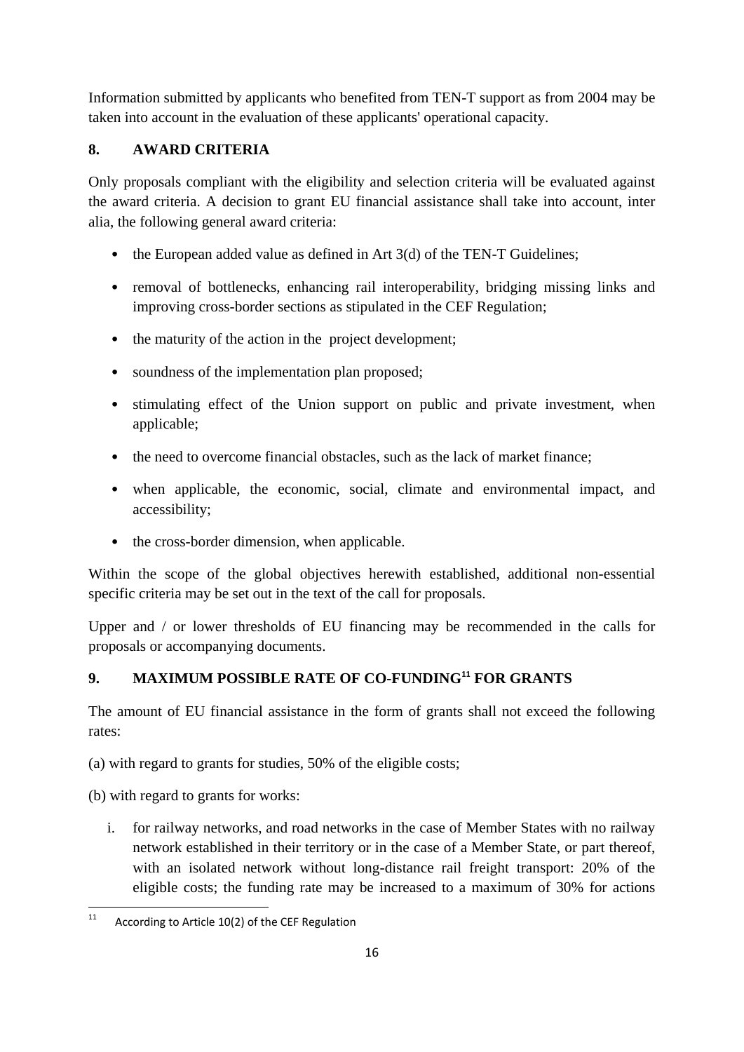Information submitted by applicants who benefited from TEN-T support as from 2004 may be taken into account in the evaluation of these applicants' operational capacity.

## 8. AWARD CRITERIA

Only proposals compliant with the eligibility and selection criteria will be evaluated against the award criteria. A decision to grant EU financial assistance shall take into account, inter alia, the following general award criteria:

- the European added value as defined in Art 3(d) of the TEN-T Guidelines;
- removal of bottlenecks, enhancing rail interoperability, bridging missing links and improving cross-border sections as stipulated in the CEF Regulation;
- the maturity of the action in the project development;
- soundness of the implementation plan proposed;
- stimulating effect of the Union support on public and private investment, when applicable;
- the need to overcome financial obstacles, such as the lack of market finance;
- when applicable, the economic, social, climate and environmental impact, and accessibility;
- the cross-border dimension, when applicable.

Within the scope of the global objectives herewith established, additional non-essential specific criteria may be set out in the text of the call for proposals.

Upper and / or lower thresholds of EU financing may be recommended in the calls for proposals or accompanying documents.

## 9. MAXIMUM POSSIBLE RATE OF CO-FUNDING[11] FOR GRANTS

The amount of EU financial assistance in the form of grants shall not exceed the following rates:

(a) with regard to grants for studies, 50% of the eligible costs;

(b) with regard to grants for works:

i. for railway networks, and road networks in the case of Member States with no railway network established in their territory or in the case of a Member State, or part thereof, with an isolated network without long-distance rail freight transport: 20% of the eligible costs; the funding rate may be increased to a maximum of 30% for actions

[11] According to Article 10(2) of the CEF Regulation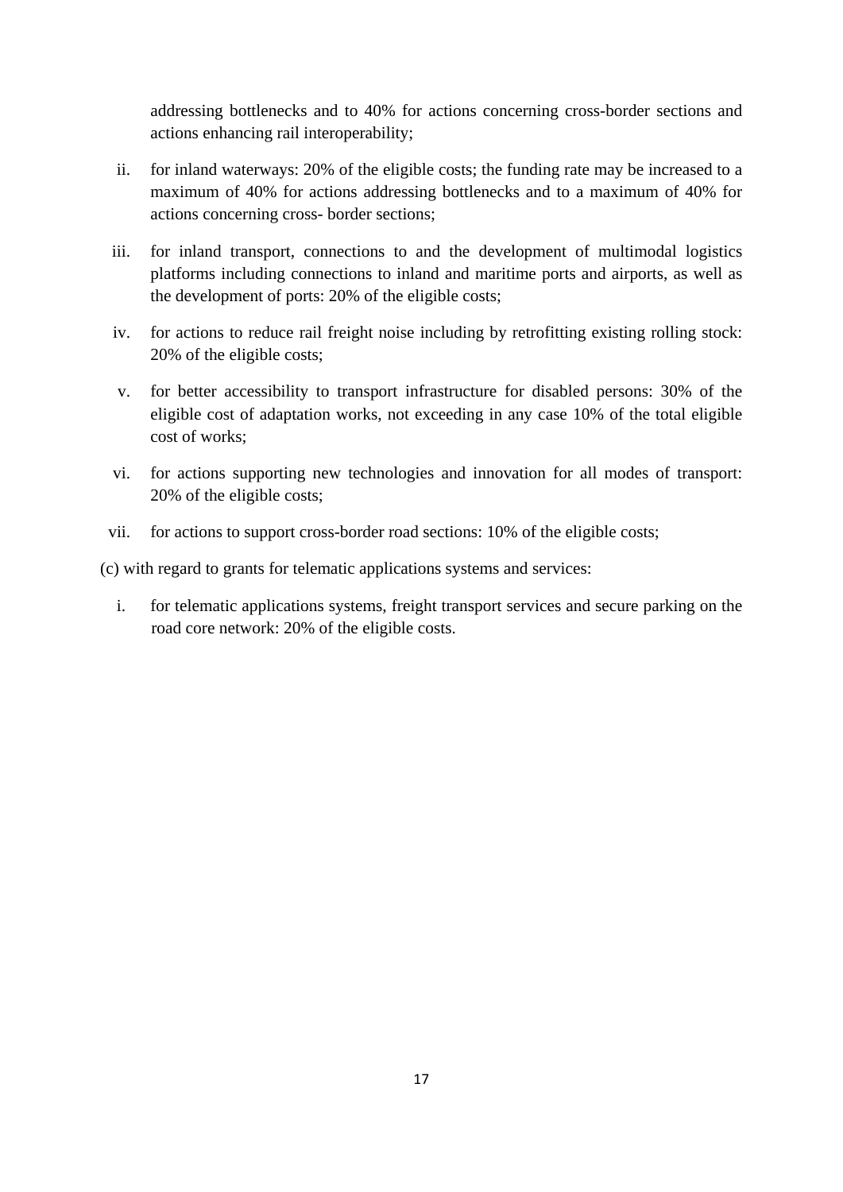addressing bottlenecks and to 40% for actions concerning cross-border sections and actions enhancing rail interoperability;

ii. for inland waterways: 20% of the eligible costs; the funding rate may be increased to a maximum of 40% for actions addressing bottlenecks and to a maximum of 40% for actions concerning cross- border sections;

iii. for inland transport, connections to and the development of multimodal logistics platforms including connections to inland and maritime ports and airports, as well as the development of ports: 20% of the eligible costs;

iv. for actions to reduce rail freight noise including by retrofitting existing rolling stock: 20% of the eligible costs;

v. for better accessibility to transport infrastructure for disabled persons: 30% of the eligible cost of adaptation works, not exceeding in any case 10% of the total eligible cost of works;

vi. for actions supporting new technologies and innovation for all modes of transport: 20% of the eligible costs;

vii. for actions to support cross-border road sections: 10% of the eligible costs;

(c) with regard to grants for telematic applications systems and services:

i. for telematic applications systems, freight transport services and secure parking on the road core network: 20% of the eligible costs.